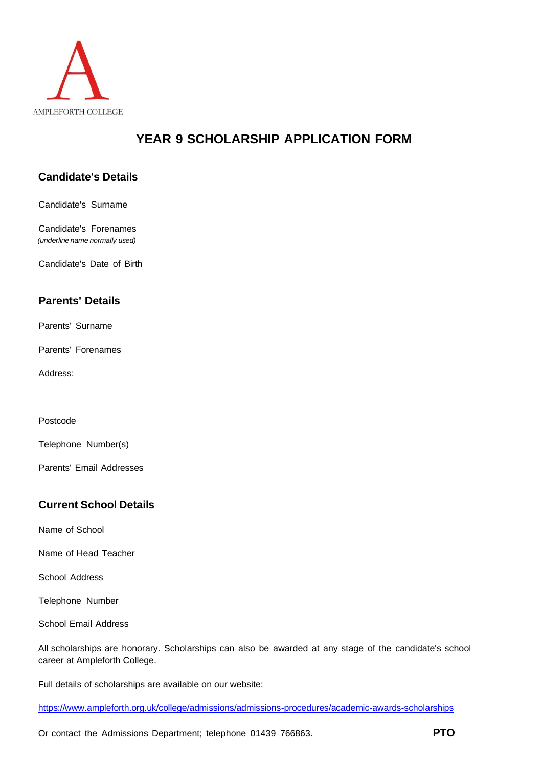AMPLEFORTH COLLEGE

# YEAR 9 SCHOLARSHIP APPLICATION FORM

## Candidate's Details

Candidate's Surname

Candidate's Forenames
*(underline name normally used)*

Candidate's Date of Birth

## Parents' Details

Parents' Surname

Parents' Forenames

Address:

Postcode

Telephone Number(s)

Parents' Email Addresses

## Current School Details

Name of School

Name of Head Teacher

School Address

Telephone Number

School Email Address

All scholarships are honorary. Scholarships can also be awarded at any stage of the candidate's school career at Ampleforth College.

Full details of scholarships are available on our website:

https://www.ampleforth.org.uk/college/admissions/admissions-procedures/academic-awards-scholarships

Or contact the Admissions Department; telephone 01439 766863.

**PTO**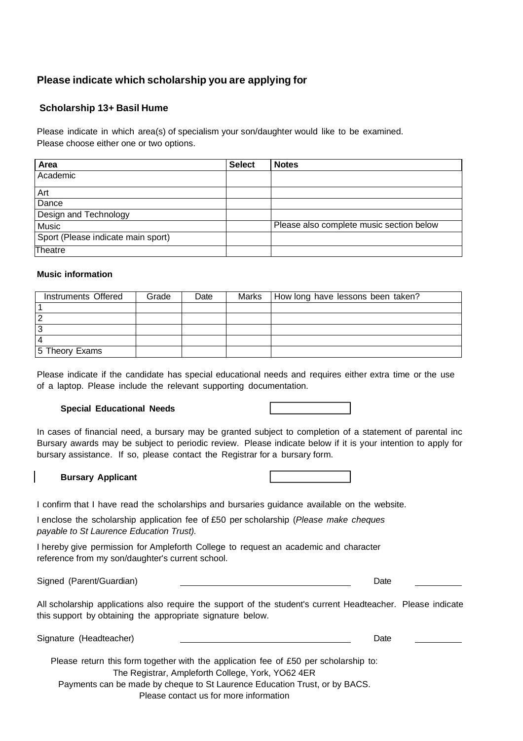## Please indicate which scholarship you are applying for

### Scholarship 13+ Basil Hume

Please indicate in which area(s) of specialism your son/daughter would like to be examined.
Please choose either one or two options.

| Area | Select | Notes |
|---|---|---|
| Academic | | |
| Art | | |
| Dance | | |
| Design and Technology | | |
| Music | | Please also complete music section below |
| Sport (Please indicate main sport) | | |
| Theatre | | |

**Music information**

| Instruments Offered | Grade | Date | Marks | How long have lessons been taken? |
|---|---|---|---|---|
| 1 | | | | |
| 2 | | | | |
| 3 | | | | |
| 4 | | | | |
| 5 Theory Exams | | | | |

Please indicate if the candidate has special educational needs and requires either extra time or the use of a laptop. Please include the relevant supporting documentation.

**Special Educational Needs**

In cases of financial need, a bursary may be granted subject to completion of a statement of parental inc Bursary awards may be subject to periodic review. Please indicate below if it is your intention to apply for bursary assistance. If so, please contact the Registrar for a bursary form.

**Bursary Applicant**

I confirm that I have read the scholarships and bursaries guidance available on the website.

I enclose the scholarship application fee of £50 per scholarship (*Please make cheques payable to St Laurence Education Trust).*

I hereby give permission for Ampleforth College to request an academic and character reference from my son/daughter's current school.

Signed (Parent/Guardian) ______________________ Date __________

All scholarship applications also require the support of the student's current Headteacher. Please indicate this support by obtaining the appropriate signature below.

Signature (Headteacher) ______________________ Date __________

Please return this form together with the application fee of £50 per scholarship to:
The Registrar, Ampleforth College, York, YO62 4ER
Payments can be made by cheque to St Laurence Education Trust, or by BACS.
Please contact us for more information